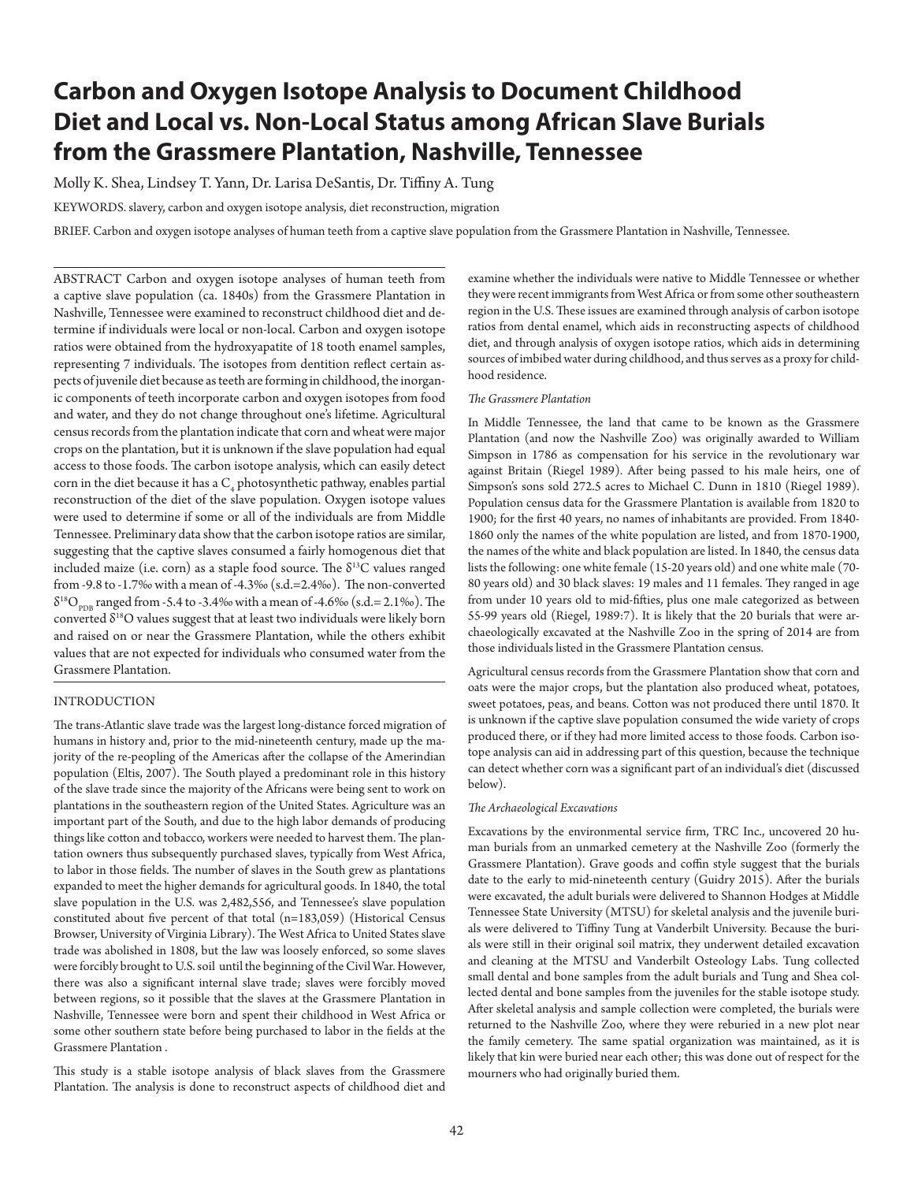# Carbon and Oxygen Isotope Analysis to Document Childhood Diet and Local vs. Non-Local Status among African Slave Burials from the Grassmere Plantation, Nashville, Tennessee

Molly K. Shea, Lindsey T. Yann, Dr. Larisa DeSantis, Dr. Tiffiny A. Tung

KEYWORDS. slavery, carbon and oxygen isotope analysis, diet reconstruction, migration

BRIEF. Carbon and oxygen isotope analyses of human teeth from a captive slave population from the Grassmere Plantation in Nashville, Tennessee.

ABSTRACT Carbon and oxygen isotope analyses of human teeth from a captive slave population (ca. 1840s) from the Grassmere Plantation in Nashville, Tennessee were examined to reconstruct childhood diet and determine if individuals were local or non-local. Carbon and oxygen isotope ratios were obtained from the hydroxyapatite of 18 tooth enamel samples, representing 7 individuals. The isotopes from dentition reflect certain aspects of juvenile diet because as teeth are forming in childhood, the inorganic components of teeth incorporate carbon and oxygen isotopes from food and water, and they do not change throughout one's lifetime. Agricultural census records from the plantation indicate that corn and wheat were major crops on the plantation, but it is unknown if the slave population had equal access to those foods. The carbon isotope analysis, which can easily detect corn in the diet because it has a $C_4$ photosynthetic pathway, enables partial reconstruction of the diet of the slave population. Oxygen isotope values were used to determine if some or all of the individuals are from Middle Tennessee. Preliminary data show that the carbon isotope ratios are similar, suggesting that the captive slaves consumed a fairly homogenous diet that included maize (i.e. corn) as a staple food source. The $\delta^{13}C$ values ranged from -9.8 to -1.7‰ with a mean of -4.3‰ (s.d.=2.4‰). The non-converted $\delta^{18}O_{PDB}$ ranged from -5.4 to -3.4‰ with a mean of -4.6‰ (s.d.= 2.1‰). The converted $\delta^{18}O$ values suggest that at least two individuals were likely born and raised on or near the Grassmere Plantation, while the others exhibit values that are not expected for individuals who consumed water from the Grassmere Plantation.

## INTRODUCTION

The trans-Atlantic slave trade was the largest long-distance forced migration of humans in history and, prior to the mid-nineteenth century, made up the majority of the re-peopling of the Americas after the collapse of the Amerindian population (Eltis, 2007). The South played a predominant role in this history of the slave trade since the majority of the Africans were being sent to work on plantations in the southeastern region of the United States. Agriculture was an important part of the South, and due to the high labor demands of producing things like cotton and tobacco, workers were needed to harvest them. The plantation owners thus subsequently purchased slaves, typically from West Africa, to labor in those fields. The number of slaves in the South grew as plantations expanded to meet the higher demands for agricultural goods. In 1840, the total slave population in the U.S. was 2,482,556, and Tennessee's slave population constituted about five percent of that total (n=183,059) (Historical Census Browser, University of Virginia Library). The West Africa to United States slave trade was abolished in 1808, but the law was loosely enforced, so some slaves were forcibly brought to U.S. soil until the beginning of the Civil War. However, there was also a significant internal slave trade; slaves were forcibly moved between regions, so it possible that the slaves at the Grassmere Plantation in Nashville, Tennessee were born and spent their childhood in West Africa or some other southern state before being purchased to labor in the fields at the Grassmere Plantation .

This study is a stable isotope analysis of black slaves from the Grassmere Plantation. The analysis is done to reconstruct aspects of childhood diet and examine whether the individuals were native to Middle Tennessee or whether they were recent immigrants from West Africa or from some other southeastern region in the U.S. These issues are examined through analysis of carbon isotope ratios from dental enamel, which aids in reconstructing aspects of childhood diet, and through analysis of oxygen isotope ratios, which aids in determining sources of imbibed water during childhood, and thus serves as a proxy for childhood residence.

### *The Grassmere Plantation*

In Middle Tennessee, the land that came to be known as the Grassmere Plantation (and now the Nashville Zoo) was originally awarded to William Simpson in 1786 as compensation for his service in the revolutionary war against Britain (Riegel 1989). After being passed to his male heirs, one of Simpson's sons sold 272.5 acres to Michael C. Dunn in 1810 (Riegel 1989). Population census data for the Grassmere Plantation is available from 1820 to 1900; for the first 40 years, no names of inhabitants are provided. From 1840-1860 only the names of the white population are listed, and from 1870-1900, the names of the white and black population are listed. In 1840, the census data lists the following: one white female (15-20 years old) and one white male (70-80 years old) and 30 black slaves: 19 males and 11 females. They ranged in age from under 10 years old to mid-fifties, plus one male categorized as between 55-99 years old (Riegel, 1989:7). It is likely that the 20 burials that were archaeologically excavated at the Nashville Zoo in the spring of 2014 are from those individuals listed in the Grassmere Plantation census.

Agricultural census records from the Grassmere Plantation show that corn and oats were the major crops, but the plantation also produced wheat, potatoes, sweet potatoes, peas, and beans. Cotton was not produced there until 1870. It is unknown if the captive slave population consumed the wide variety of crops produced there, or if they had more limited access to those foods. Carbon isotope analysis can aid in addressing part of this question, because the technique can detect whether corn was a significant part of an individual's diet (discussed below).

### *The Archaeological Excavations*

Excavations by the environmental service firm, TRC Inc., uncovered 20 human burials from an unmarked cemetery at the Nashville Zoo (formerly the Grassmere Plantation). Grave goods and coffin style suggest that the burials date to the early to mid-nineteenth century (Guidry 2015). After the burials were excavated, the adult burials were delivered to Shannon Hodges at Middle Tennessee State University (MTSU) for skeletal analysis and the juvenile burials were delivered to Tiffiny Tung at Vanderbilt University. Because the burials were still in their original soil matrix, they underwent detailed excavation and cleaning at the MTSU and Vanderbilt Osteology Labs. Tung collected small dental and bone samples from the adult burials and Tung and Shea collected dental and bone samples from the juveniles for the stable isotope study. After skeletal analysis and sample collection were completed, the burials were returned to the Nashville Zoo, where they were reburied in a new plot near the family cemetery. The same spatial organization was maintained, as it is likely that kin were buried near each other; this was done out of respect for the mourners who had originally buried them.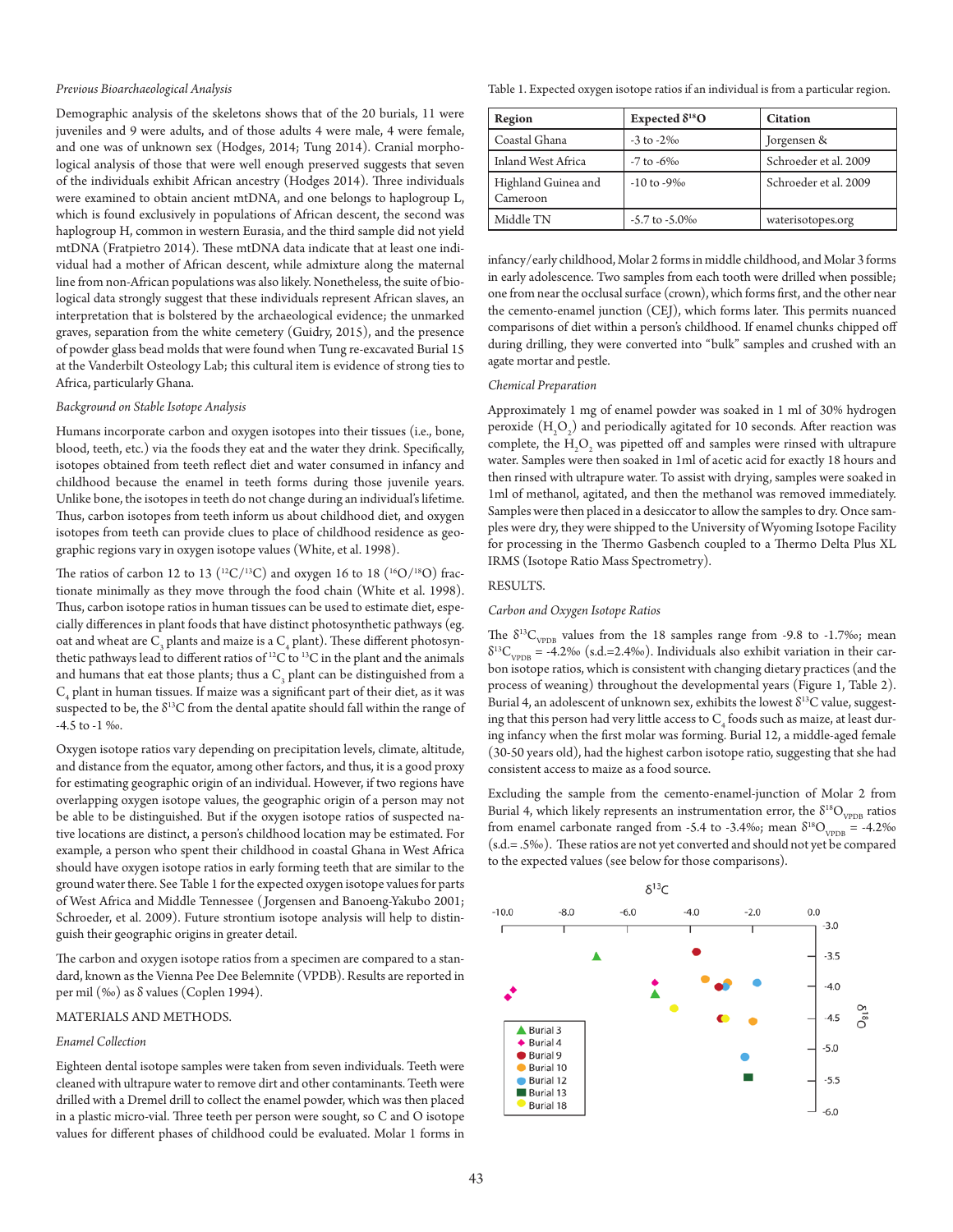*Previous Bioarchaeological Analysis*

Demographic analysis of the skeletons shows that of the 20 burials, 11 were juveniles and 9 were adults, and of those adults 4 were male, 4 were female, and one was of unknown sex (Hodges, 2014; Tung 2014). Cranial morphological analysis of those that were well enough preserved suggests that seven of the individuals exhibit African ancestry (Hodges 2014). Three individuals were examined to obtain ancient mtDNA, and one belongs to haplogroup L, which is found exclusively in populations of African descent, the second was haplogroup H, common in western Eurasia, and the third sample did not yield mtDNA (Fratpietro 2014). These mtDNA data indicate that at least one individual had a mother of African descent, while admixture along the maternal line from non-African populations was also likely. Nonetheless, the suite of biological data strongly suggest that these individuals represent African slaves, an interpretation that is bolstered by the archaeological evidence; the unmarked graves, separation from the white cemetery (Guidry, 2015), and the presence of powder glass bead molds that were found when Tung re-excavated Burial 15 at the Vanderbilt Osteology Lab; this cultural item is evidence of strong ties to Africa, particularly Ghana.

*Background on Stable Isotope Analysis*

Humans incorporate carbon and oxygen isotopes into their tissues (i.e., bone, blood, teeth, etc.) via the foods they eat and the water they drink. Specifically, isotopes obtained from teeth reflect diet and water consumed in infancy and childhood because the enamel in teeth forms during those juvenile years. Unlike bone, the isotopes in teeth do not change during an individual's lifetime. Thus, carbon isotopes from teeth inform us about childhood diet, and oxygen isotopes from teeth can provide clues to place of childhood residence as geographic regions vary in oxygen isotope values (White, et al. 1998).

The ratios of carbon 12 to 13 ($^{12}C/^{13}C$) and oxygen 16 to 18 ($^{16}O/^{18}O$) fractionate minimally as they move through the food chain (White et al. 1998). Thus, carbon isotope ratios in human tissues can be used to estimate diet, especially differences in plant foods that have distinct photosynthetic pathways (eg. oat and wheat are $C_3$ plants and maize is a $C_4$ plant). These different photosynthetic pathways lead to different ratios of $^{12}C$ to $^{13}C$ in the plant and the animals and humans that eat those plants; thus a $C_3$ plant can be distinguished from a $C_4$ plant in human tissues. If maize was a significant part of their diet, as it was suspected to be, the $\delta^{13}C$ from the dental apatite should fall within the range of -4.5 to -1 ‰.

Oxygen isotope ratios vary depending on precipitation levels, climate, altitude, and distance from the equator, among other factors, and thus, it is a good proxy for estimating geographic origin of an individual. However, if two regions have overlapping oxygen isotope values, the geographic origin of a person may not be able to be distinguished. But if the oxygen isotope ratios of suspected native locations are distinct, a person's childhood location may be estimated. For example, a person who spent their childhood in coastal Ghana in West Africa should have oxygen isotope ratios in early forming teeth that are similar to the ground water there. See Table 1 for the expected oxygen isotope values for parts of West Africa and Middle Tennessee (Jorgensen and Banoeng-Yakubo 2001; Schroeder, et al. 2009). Future strontium isotope analysis will help to distinguish their geographic origins in greater detail.

The carbon and oxygen isotope ratios from a specimen are compared to a standard, known as the Vienna Pee Dee Belemnite (VPDB). Results are reported in per mil (‰) as δ values (Coplen 1994).

## MATERIALS AND METHODS.

*Enamel Collection*

Eighteen dental isotope samples were taken from seven individuals. Teeth were cleaned with ultrapure water to remove dirt and other contaminants. Teeth were drilled with a Dremel drill to collect the enamel powder, which was then placed in a plastic micro-vial. Three teeth per person were sought, so C and O isotope values for different phases of childhood could be evaluated. Molar 1 forms in infancy/early childhood, Molar 2 forms in middle childhood, and Molar 3 forms in early adolescence. Two samples from each tooth were drilled when possible; one from near the occlusal surface (crown), which forms first, and the other near the cemento-enamel junction (CEJ), which forms later. This permits nuanced comparisons of diet within a person's childhood. If enamel chunks chipped off during drilling, they were converted into "bulk" samples and crushed with an agate mortar and pestle.

Table 1. Expected oxygen isotope ratios if an individual is from a particular region.

| Region | Expected $\delta^{18}O$ | Citation |
|---|---|---|
| Coastal Ghana | -3 to -2‰ | Jorgensen & |
| Inland West Africa | -7 to -6‰ | Schroeder et al. 2009 |
| Highland Guinea and Cameroon | -10 to -9‰ | Schroeder et al. 2009 |
| Middle TN | -5.7 to -5.0‰ | waterisotopes.org |

*Chemical Preparation*

Approximately 1 mg of enamel powder was soaked in 1 ml of 30% hydrogen peroxide ($H_2O_2$) and periodically agitated for 10 seconds. After reaction was complete, the $H_2O_2$ was pipetted off and samples were rinsed with ultrapure water. Samples were then soaked in 1ml of acetic acid for exactly 18 hours and then rinsed with ultrapure water. To assist with drying, samples were soaked in 1ml of methanol, agitated, and then the methanol was removed immediately. Samples were then placed in a desiccator to allow the samples to dry. Once samples were dry, they were shipped to the University of Wyoming Isotope Facility for processing in the Thermo Gasbench coupled to a Thermo Delta Plus XL IRMS (Isotope Ratio Mass Spectrometry).

## RESULTS.

*Carbon and Oxygen Isotope Ratios*

The $\delta^{13}C_{VPDB}$ values from the 18 samples range from -9.8 to -1.7‰; mean $\delta^{13}C_{VPDB}$ = -4.2‰ (s.d.=2.4‰). Individuals also exhibit variation in their carbon isotope ratios, which is consistent with changing dietary practices (and the process of weaning) throughout the developmental years (Figure 1, Table 2). Burial 4, an adolescent of unknown sex, exhibits the lowest $\delta^{13}C$ value, suggesting that this person had very little access to $C_4$ foods such as maize, at least during infancy when the first molar was forming. Burial 12, a middle-aged female (30-50 years old), had the highest carbon isotope ratio, suggesting that she had consistent access to maize as a food source.

Excluding the sample from the cemento-enamel-junction of Molar 2 from Burial 4, which likely represents an instrumentation error, the $\delta^{18}O_{VPDB}$ ratios from enamel carbonate ranged from -5.4 to -3.4‰; mean $\delta^{18}O_{VPDB}$ = -4.2‰ (s.d.= .5‰). These ratios are not yet converted and should not yet be compared to the expected values (see below for those comparisons).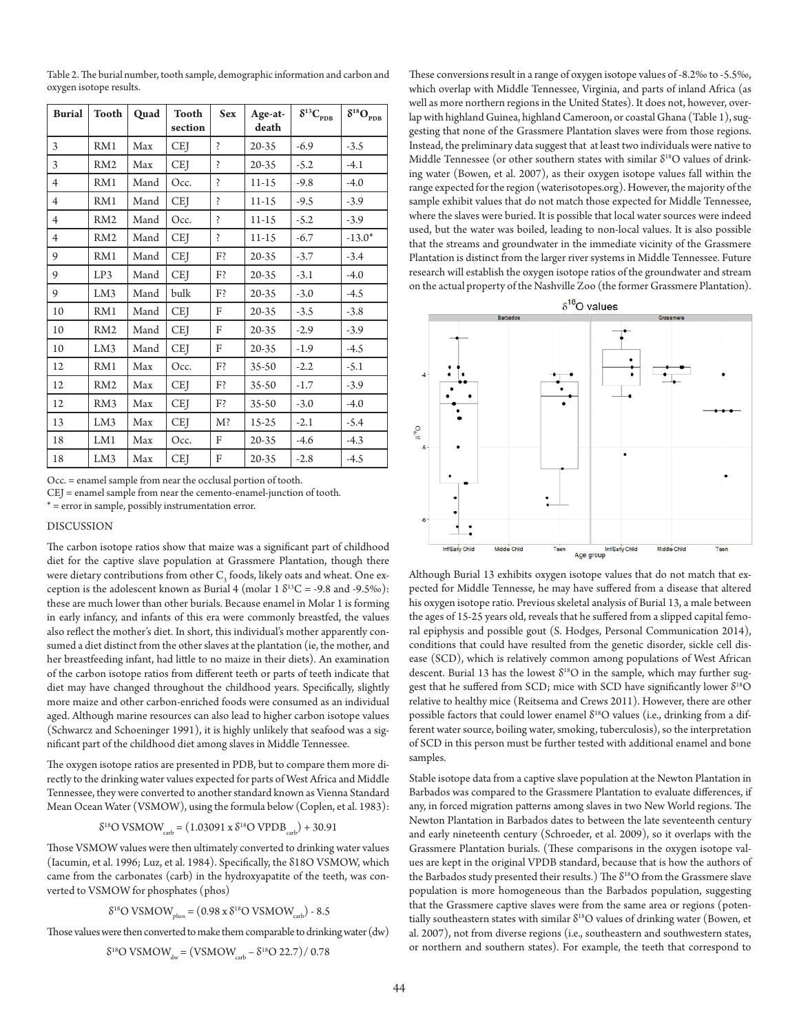Table 2. The burial number, tooth sample, demographic information and carbon and oxygen isotope results.

| Burial | Tooth | Quad | Tooth section | Sex | Age-at-death | $\delta^{13}C_{PDB}$ | $\delta^{18}O_{PDB}$ |
|---|---|---|---|---|---|---|---|
| 3 | RM1 | Max | CEJ | ? | 20-35 | -6.9 | -3.5 |
| 3 | RM2 | Max | CEJ | ? | 20-35 | -5.2 | -4.1 |
| 4 | RM1 | Mand | Occ. | ? | 11-15 | -9.8 | -4.0 |
| 4 | RM1 | Mand | CEJ | ? | 11-15 | -9.5 | -3.9 |
| 4 | RM2 | Mand | Occ. | ? | 11-15 | -5.2 | -3.9 |
| 4 | RM2 | Mand | CEJ | ? | 11-15 | -6.7 | -13.0* |
| 9 | RM1 | Mand | CEJ | F? | 20-35 | -3.7 | -3.4 |
| 9 | LP3 | Mand | CEJ | F? | 20-35 | -3.1 | -4.0 |
| 9 | LM3 | Mand | bulk | F? | 20-35 | -3.0 | -4.5 |
| 10 | RM1 | Mand | CEJ | F | 20-35 | -3.5 | -3.8 |
| 10 | RM2 | Mand | CEJ | F | 20-35 | -2.9 | -3.9 |
| 10 | LM3 | Mand | CEJ | F | 20-35 | -1.9 | -4.5 |
| 12 | RM1 | Max | Occ. | F? | 35-50 | -2.2 | -5.1 |
| 12 | RM2 | Max | CEJ | F? | 35-50 | -1.7 | -3.9 |
| 12 | RM3 | Max | CEJ | F? | 35-50 | -3.0 | -4.0 |
| 13 | LM3 | Max | CEJ | M? | 15-25 | -2.1 | -5.4 |
| 18 | LM1 | Max | Occ. | F | 20-35 | -4.6 | -4.3 |
| 18 | LM3 | Max | CEJ | F | 20-35 | -2.8 | -4.5 |

Occ. = enamel sample from near the occlusal portion of tooth.
CEJ = enamel sample from near the cemento-enamel-junction of tooth.
* = error in sample, possibly instrumentation error.

## DISCUSSION

The carbon isotope ratios show that maize was a significant part of childhood diet for the captive slave population at Grassmere Plantation, though there were dietary contributions from other $C_3$ foods, likely oats and wheat. One exception is the adolescent known as Burial 4 (molar 1 $\delta^{13}C$ = -9.8 and -9.5‰): these are much lower than other burials. Because enamel in Molar 1 is forming in early infancy, and infants of this era were commonly breastfed, the values also reflect the mother's diet. In short, this individual's mother apparently consumed a diet distinct from the other slaves at the plantation (ie, the mother, and her breastfeeding infant, had little to no maize in their diets). An examination of the carbon isotope ratios from different teeth or parts of teeth indicate that diet may have changed throughout the childhood years. Specifically, slightly more maize and other carbon-enriched foods were consumed as an individual aged. Although marine resources can also lead to higher carbon isotope values (Schwarcz and Schoeninger 1991), it is highly unlikely that seafood was a significant part of the childhood diet among slaves in Middle Tennessee.

The oxygen isotope ratios are presented in PDB, but to compare them more directly to the drinking water values expected for parts of West Africa and Middle Tennessee, they were converted to another standard known as Vienna Standard Mean Ocean Water (VSMOW), using the formula below (Coplen, et al. 1983):

$$\delta^{18}O\ VSMOW_{carb} = (1.03091 \times \delta^{18}O\ VPDB_{carb}) + 30.91$$

Those VSMOW values were then ultimately converted to drinking water values (Iacumin, et al. 1996; Luz, et al. 1984). Specifically, the δ18O VSMOW, which came from the carbonates (carb) in the hydroxyapatite of the teeth, was converted to VSMOW for phosphates (phos)

$$\delta^{18}O\ VSMOW_{phos} = (0.98 \times \delta^{18}O\ VSMOW_{carb}) - 8.5$$

Those values were then converted to make them comparable to drinking water (dw)

$$\delta^{18}O\ VSMOW_{dw} = (VSMOW_{carb} - \delta^{18}O\ 22.7) / 0.78$$

These conversions result in a range of oxygen isotope values of -8.2‰ to -5.5‰, which overlap with Middle Tennessee, Virginia, and parts of inland Africa (as well as more northern regions in the United States). It does not, however, overlap with highland Guinea, highland Cameroon, or coastal Ghana (Table 1), suggesting that none of the Grassmere Plantation slaves were from those regions. Instead, the preliminary data suggest that at least two individuals were native to Middle Tennessee (or other southern states with similar $\delta^{18}O$ values of drinking water (Bowen, et al. 2007), as their oxygen isotope values fall within the range expected for the region (waterisotopes.org). However, the majority of the sample exhibit values that do not match those expected for Middle Tennessee, where the slaves were buried. It is possible that local water sources were indeed used, but the water was boiled, leading to non-local values. It is also possible that the streams and groundwater in the immediate vicinity of the Grassmere Plantation is distinct from the larger river systems in Middle Tennessee. Future research will establish the oxygen isotope ratios of the groundwater and stream on the actual property of the Nashville Zoo (the former Grassmere Plantation).

Although Burial 13 exhibits oxygen isotope values that do not match that expected for Middle Tennesse, he may have suffered from a disease that altered his oxygen isotope ratio. Previous skeletal analysis of Burial 13, a male between the ages of 15-25 years old, reveals that he suffered from a slipped capital femoral epiphysis and possible gout (S. Hodges, Personal Communication 2014), conditions that could have resulted from the genetic disorder, sickle cell disease (SCD), which is relatively common among populations of West African descent. Burial 13 has the lowest $\delta^{18}O$ in the sample, which may further suggest that he suffered from SCD; mice with SCD have significantly lower $\delta^{18}O$ relative to healthy mice (Reitsema and Crews 2011). However, there are other possible factors that could lower enamel $\delta^{18}O$ values (i.e., drinking from a different water source, boiling water, smoking, tuberculosis), so the interpretation of SCD in this person must be further tested with additional enamel and bone samples.

Stable isotope data from a captive slave population at the Newton Plantation in Barbados was compared to the Grassmere Plantation to evaluate differences, if any, in forced migration patterns among slaves in two New World regions. The Newton Plantation in Barbados dates to between the late seventeenth century and early nineteenth century (Schroeder, et al. 2009), so it overlaps with the Grassmere Plantation burials. (These comparisons in the oxygen isotope values are kept in the original VPDB standard, because that is how the authors of the Barbados study presented their results.) The $\delta^{18}O$ from the Grassmere slave population is more homogeneous than the Barbados population, suggesting that the Grassmere captive slaves were from the same area or regions (potentially southeastern states with similar $\delta^{18}O$ values of drinking water (Bowen, et al. 2007), not from diverse regions (i.e., southeastern and southwestern states, or northern and southern states). For example, the teeth that correspond to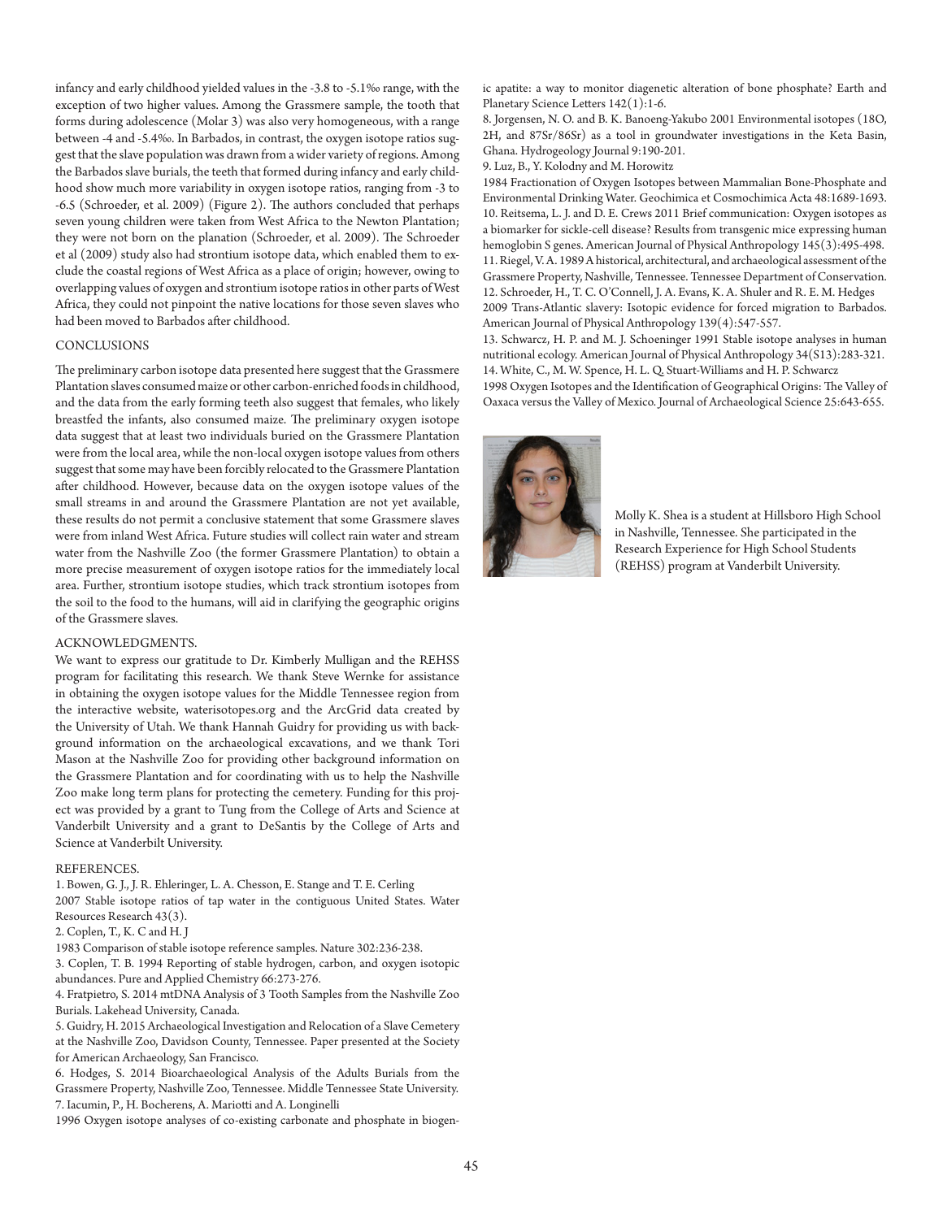infancy and early childhood yielded values in the -3.8 to -5.1‰ range, with the exception of two higher values. Among the Grassmere sample, the tooth that forms during adolescence (Molar 3) was also very homogeneous, with a range between -4 and -5.4‰. In Barbados, in contrast, the oxygen isotope ratios suggest that the slave population was drawn from a wider variety of regions. Among the Barbados slave burials, the teeth that formed during infancy and early childhood show much more variability in oxygen isotope ratios, ranging from -3 to -6.5 (Schroeder, et al. 2009) (Figure 2). The authors concluded that perhaps seven young children were taken from West Africa to the Newton Plantation; they were not born on the planation (Schroeder, et al. 2009). The Schroeder et al (2009) study also had strontium isotope data, which enabled them to exclude the coastal regions of West Africa as a place of origin; however, owing to overlapping values of oxygen and strontium isotope ratios in other parts of West Africa, they could not pinpoint the native locations for those seven slaves who had been moved to Barbados after childhood.

## CONCLUSIONS

The preliminary carbon isotope data presented here suggest that the Grassmere Plantation slaves consumed maize or other carbon-enriched foods in childhood, and the data from the early forming teeth also suggest that females, who likely breastfed the infants, also consumed maize. The preliminary oxygen isotope data suggest that at least two individuals buried on the Grassmere Plantation were from the local area, while the non-local oxygen isotope values from others suggest that some may have been forcibly relocated to the Grassmere Plantation after childhood. However, because data on the oxygen isotope values of the small streams in and around the Grassmere Plantation are not yet available, these results do not permit a conclusive statement that some Grassmere slaves were from inland West Africa. Future studies will collect rain water and stream water from the Nashville Zoo (the former Grassmere Plantation) to obtain a more precise measurement of oxygen isotope ratios for the immediately local area. Further, strontium isotope studies, which track strontium isotopes from the soil to the food to the humans, will aid in clarifying the geographic origins of the Grassmere slaves.

## ACKNOWLEDGMENTS.

We want to express our gratitude to Dr. Kimberly Mulligan and the REHSS program for facilitating this research. We thank Steve Wernke for assistance in obtaining the oxygen isotope values for the Middle Tennessee region from the interactive website, waterisotopes.org and the ArcGrid data created by the University of Utah. We thank Hannah Guidry for providing us with background information on the archaeological excavations, and we thank Tori Mason at the Nashville Zoo for providing other background information on the Grassmere Plantation and for coordinating with us to help the Nashville Zoo make long term plans for protecting the cemetery. Funding for this project was provided by a grant to Tung from the College of Arts and Science at Vanderbilt University and a grant to DeSantis by the College of Arts and Science at Vanderbilt University.

## REFERENCES.

1. Bowen, G. J., J. R. Ehleringer, L. A. Chesson, E. Stange and T. E. Cerling 2007 Stable isotope ratios of tap water in the contiguous United States. Water Resources Research 43(3).
2. Coplen, T., K. C and H. J 1983 Comparison of stable isotope reference samples. Nature 302:236-238.
3. Coplen, T. B. 1994 Reporting of stable hydrogen, carbon, and oxygen isotopic abundances. Pure and Applied Chemistry 66:273-276.
4. Fratpietro, S. 2014 mtDNA Analysis of 3 Tooth Samples from the Nashville Zoo Burials. Lakehead University, Canada.
5. Guidry, H. 2015 Archaeological Investigation and Relocation of a Slave Cemetery at the Nashville Zoo, Davidson County, Tennessee. Paper presented at the Society for American Archaeology, San Francisco.
6. Hodges, S. 2014 Bioarchaeological Analysis of the Adults Burials from the Grassmere Property, Nashville Zoo, Tennessee. Middle Tennessee State University.
7. Iacumin, P., H. Bocherens, A. Mariotti and A. Longinelli 1996 Oxygen isotope analyses of co-existing carbonate and phosphate in biogenic apatite: a way to monitor diagenetic alteration of bone phosphate? Earth and Planetary Science Letters 142(1):1-6.
8. Jorgensen, N. O. and B. K. Banoeng-Yakubo 2001 Environmental isotopes (18O, 2H, and 87Sr/86Sr) as a tool in groundwater investigations in the Keta Basin, Ghana. Hydrogeology Journal 9:190-201.
9. Luz, B., Y. Kolodny and M. Horowitz 1984 Fractionation of Oxygen Isotopes between Mammalian Bone-Phosphate and Environmental Drinking Water. Geochimica et Cosmochimica Acta 48:1689-1693.
10. Reitsema, L. J. and D. E. Crews 2011 Brief communication: Oxygen isotopes as a biomarker for sickle-cell disease? Results from transgenic mice expressing human hemoglobin S genes. American Journal of Physical Anthropology 145(3):495-498.
11. Riegel, V. A. 1989 A historical, architectural, and archaeological assessment of the Grassmere Property, Nashville, Tennessee. Tennessee Department of Conservation.
12. Schroeder, H., T. C. O'Connell, J. A. Evans, K. A. Shuler and R. E. M. Hedges 2009 Trans-Atlantic slavery: Isotopic evidence for forced migration to Barbados. American Journal of Physical Anthropology 139(4):547-557.
13. Schwarcz, H. P. and M. J. Schoeninger 1991 Stable isotope analyses in human nutritional ecology. American Journal of Physical Anthropology 34(S13):283-321.
14. White, C., M. W. Spence, H. L. Q. Stuart-Williams and H. P. Schwarcz 1998 Oxygen Isotopes and the Identification of Geographical Origins: The Valley of Oaxaca versus the Valley of Mexico. Journal of Archaeological Science 25:643-655.

Molly K. Shea is a student at Hillsboro High School in Nashville, Tennessee. She participated in the Research Experience for High School Students (REHSS) program at Vanderbilt University.